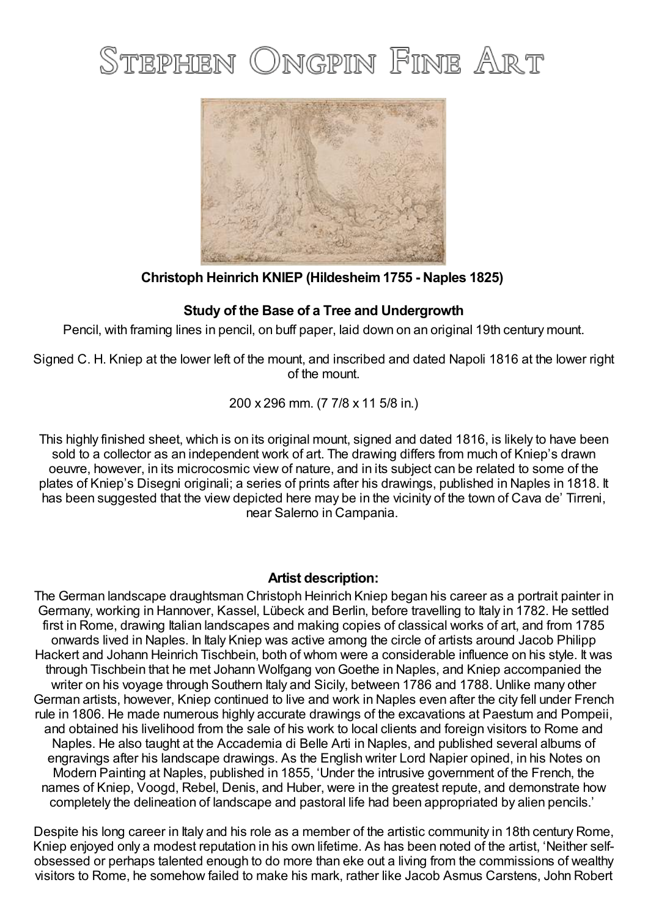# Stephen Ongpin Fine Art

**Christoph Heinrich KNIEP (Hildesheim 1755 - Naples 1825)**

**Study of the Base of a Tree and Undergrowth**

Pencil, with framing lines in pencil, on buff paper, laid down on an original 19th century mount.

Signed C. H. Kniep at the lower left of the mount, and inscribed and dated Napoli 1816 at the lower right of the mount.

200 x 296 mm. (7 7/8 x 11 5/8 in.)

This highly finished sheet, which is on its original mount, signed and dated 1816, is likely to have been sold to a collector as an independent work of art. The drawing differs from much of Kniep's drawn oeuvre, however, in its microcosmic view of nature, and in its subject can be related to some of the plates of Kniep's Disegni originali; a series of prints after his drawings, published in Naples in 1818. It has been suggested that the view depicted here may be in the vicinity of the town of Cava de' Tirreni, near Salerno in Campania.

**Artist description:**

The German landscape draughtsman Christoph Heinrich Kniep began his career as a portrait painter in Germany, working in Hannover, Kassel, Lübeck and Berlin, before travelling to Italy in 1782. He settled first in Rome, drawing Italian landscapes and making copies of classical works of art, and from 1785 onwards lived in Naples. In Italy Kniep was active among the circle of artists around Jacob Philipp Hackert and Johann Heinrich Tischbein, both of whom were a considerable influence on his style. It was through Tischbein that he met Johann Wolfgang von Goethe in Naples, and Kniep accompanied the writer on his voyage through Southern Italy and Sicily, between 1786 and 1788. Unlike many other German artists, however, Kniep continued to live and work in Naples even after the city fell under French rule in 1806. He made numerous highly accurate drawings of the excavations at Paestum and Pompeii, and obtained his livelihood from the sale of his work to local clients and foreign visitors to Rome and Naples. He also taught at the Accademia di Belle Arti in Naples, and published several albums of engravings after his landscape drawings. As the English writer Lord Napier opined, in his Notes on Modern Painting at Naples, published in 1855, 'Under the intrusive government of the French, the names of Kniep, Voogd, Rebel, Denis, and Huber, were in the greatest repute, and demonstrate how completely the delineation of landscape and pastoral life had been appropriated by alien pencils.'

Despite his long career in Italy and his role as a member of the artistic community in 18th century Rome, Kniep enjoyed only a modest reputation in his own lifetime. As has been noted of the artist, 'Neither self-obsessed or perhaps talented enough to do more than eke out a living from the commissions of wealthy visitors to Rome, he somehow failed to make his mark, rather like Jacob Asmus Carstens, John Robert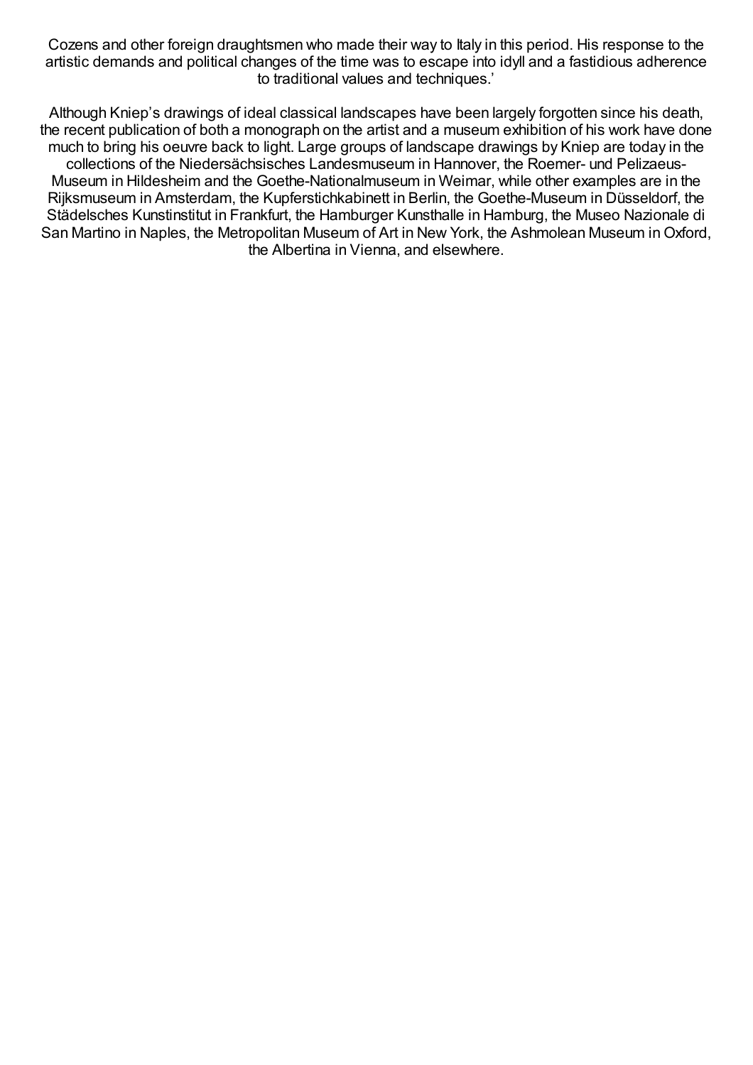Cozens and other foreign draughtsmen who made their way to Italy in this period. His response to the artistic demands and political changes of the time was to escape into idyll and a fastidious adherence to traditional values and techniques.'

Although Kniep's drawings of ideal classical landscapes have been largely forgotten since his death, the recent publication of both a monograph on the artist and a museum exhibition of his work have done much to bring his oeuvre back to light. Large groups of landscape drawings by Kniep are today in the collections of the Niedersächsisches Landesmuseum in Hannover, the Roemer- und Pelizaeus-Museum in Hildesheim and the Goethe-Nationalmuseum in Weimar, while other examples are in the Rijksmuseum in Amsterdam, the Kupferstichkabinett in Berlin, the Goethe-Museum in Düsseldorf, the Städelsches Kunstinstitut in Frankfurt, the Hamburger Kunsthalle in Hamburg, the Museo Nazionale di San Martino in Naples, the Metropolitan Museum of Art in New York, the Ashmolean Museum in Oxford, the Albertina in Vienna, and elsewhere.